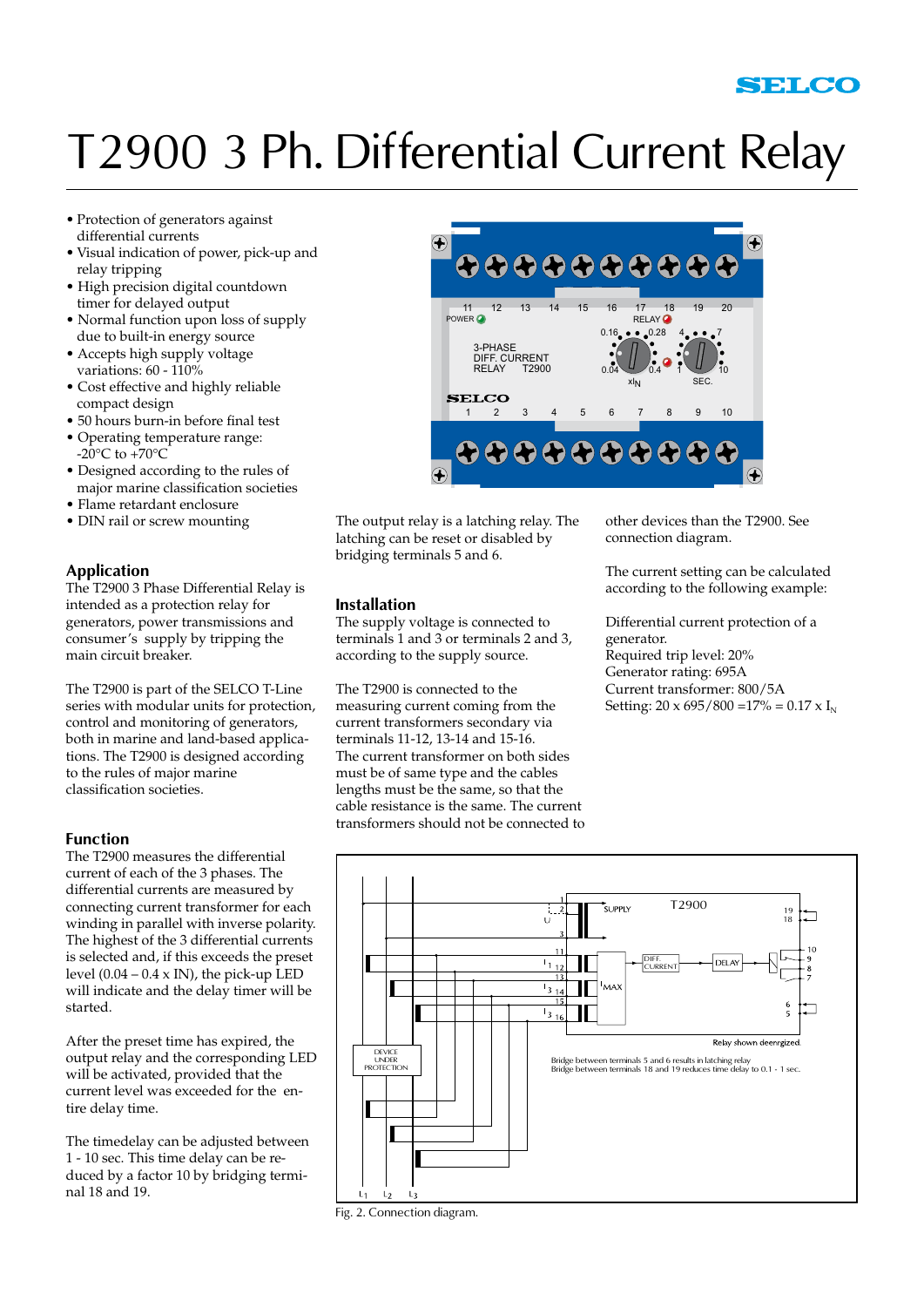SELCO

# T2900 3 Ph. Differential Current Relay

- Protection of generators against differential currents
- Visual indication of power, pick-up and relay tripping
- High precision digital countdown timer for delayed output
- Normal function upon loss of supply due to built-in energy source
- Accepts high supply voltage variations: 60 - 110%
- Cost effective and highly reliable compact design
- 50 hours burn-in before final test
- Operating temperature range: -20°C to +70°C
- Designed according to the rules of major marine classification societies
- Flame retardant enclosure
- DIN rail or screw mounting

## Application

The T2900 3 Phase Differential Relay is intended as a protection relay for generators, power transmissions and consumer's supply by tripping the main circuit breaker.

The T2900 is part of the SELCO T-Line series with modular units for protection, control and monitoring of generators, both in marine and land-based applications. The T2900 is designed according to the rules of major marine classification societies.

## Function

The T2900 measures the differential current of each of the 3 phases. The differential currents are measured by connecting current transformer for each winding in parallel with inverse polarity. The highest of the 3 differential currents is selected and, if this exceeds the preset level (0.04 – 0.4 x IN), the pick-up LED will indicate and the delay timer will be started.

After the preset time has expired, the output relay and the corresponding LED will be activated, provided that the current level was exceeded for the entire delay time.

The timedelay can be adjusted between 1 - 10 sec. This time delay can be reduced by a factor 10 by bridging terminal 18 and 19.

The output relay is a latching relay. The latching can be reset or disabled by bridging terminals 5 and 6.

## Installation

The supply voltage is connected to terminals 1 and 3 or terminals 2 and 3, according to the supply source.

The T2900 is connected to the measuring current coming from the current transformers secondary via terminals 11-12, 13-14 and 15-16. The current transformer on both sides must be of same type and the cables lengths must be the same, so that the cable resistance is the same. The current transformers should not be connected to other devices than the T2900. See connection diagram.

The current setting can be calculated according to the following example:

Differential current protection of a generator.
Required trip level: 20%
Generator rating: 695A
Current transformer: 800/5A
Setting: 20 x 695/800 =17% = 0.17 x $I_N$

Relay shown deenergized.
Bridge between terminals 5 and 6 results in latching relay
Bridge between terminals 18 and 19 reduces time delay to 0.1 - 1 sec.

Fig. 2. Connection diagram.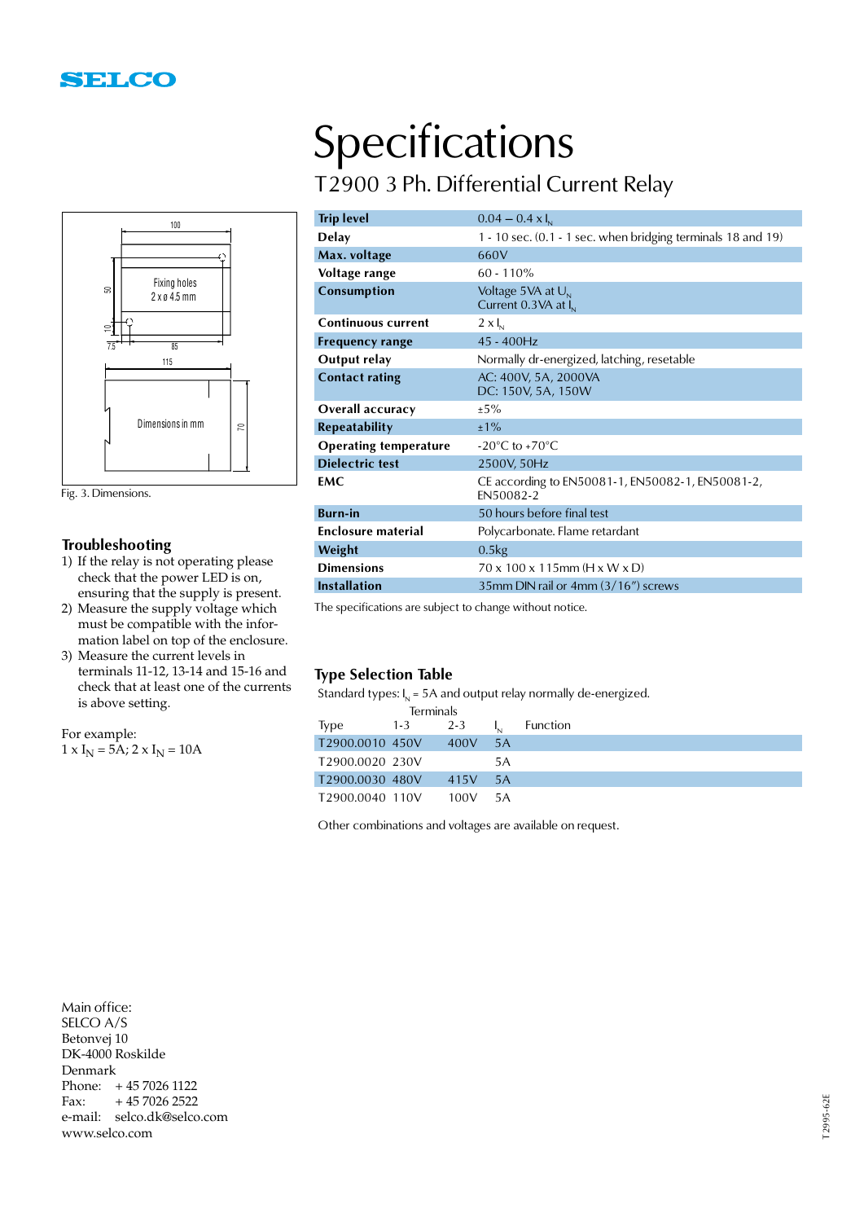SELCO

# Specifications

## T2900 3 Ph. Differential Current Relay

100

Fixing holes
2 x ø 4.5 mm

50

10

7.5

85

115

Dimensions in mm

70

Fig. 3. Dimensions.

| | |
|---|---|
| **Trip level** | 0.04 – 0.4 x $I_N$ |
| **Delay** | 1 - 10 sec. (0.1 - 1 sec. when bridging terminals 18 and 19) |
| **Max. voltage** | 660V |
| **Voltage range** | 60 - 110% |
| **Consumption** | Voltage 5VA at $U_N$<br>Current 0.3VA at $I_N$ |
| **Continuous current** | 2 x $I_N$ |
| **Frequency range** | 45 - 400Hz |
| **Output relay** | Normally dr-energized, latching, resetable |
| **Contact rating** | AC: 400V, 5A, 2000VA<br>DC: 150V, 5A, 150W |
| **Overall accuracy** | ±5% |
| **Repeatability** | ±1% |
| **Operating temperature** | -20°C to +70°C |
| **Dielectric test** | 2500V, 50Hz |
| **EMC** | CE according to EN50081-1, EN50082-1, EN50081-2, EN50082-2 |
| **Burn-in** | 50 hours before final test |
| **Enclosure material** | Polycarbonate. Flame retardant |
| **Weight** | 0.5kg |
| **Dimensions** | 70 x 100 x 115mm (H x W x D) |
| **Installation** | 35mm DIN rail or 4mm (3/16") screws |

The specifications are subject to change without notice.

### Troubleshooting

1) If the relay is not operating please check that the power LED is on, ensuring that the supply is present.
2) Measure the supply voltage which must be compatible with the information label on top of the enclosure.
3) Measure the current levels in terminals 11-12, 13-14 and 15-16 and check that at least one of the currents is above setting.

For example:
1 x $I_N$ = 5A; 2 x $I_N$ = 10A

### Type Selection Table

Standard types: $I_N$ = 5A and output relay normally de-energized.

| | Terminals | | | |
|---|---|---|---|---|
| Type | 1-3 | 2-3 | $I_N$ | Function |
| T2900.0010 | 450V | 400V | 5A | |
| T2900.0020 | 230V | | 5A | |
| T2900.0030 | 480V | 415V | 5A | |
| T2900.0040 | 110V | 100V | 5A | |

Other combinations and voltages are available on request.

Main office:
SELCO A/S
Betonvej 10
DK-4000 Roskilde
Denmark
Phone: + 45 7026 1122
Fax: + 45 7026 2522
e-mail: selco.dk@selco.com
www.selco.com

T2995-62E